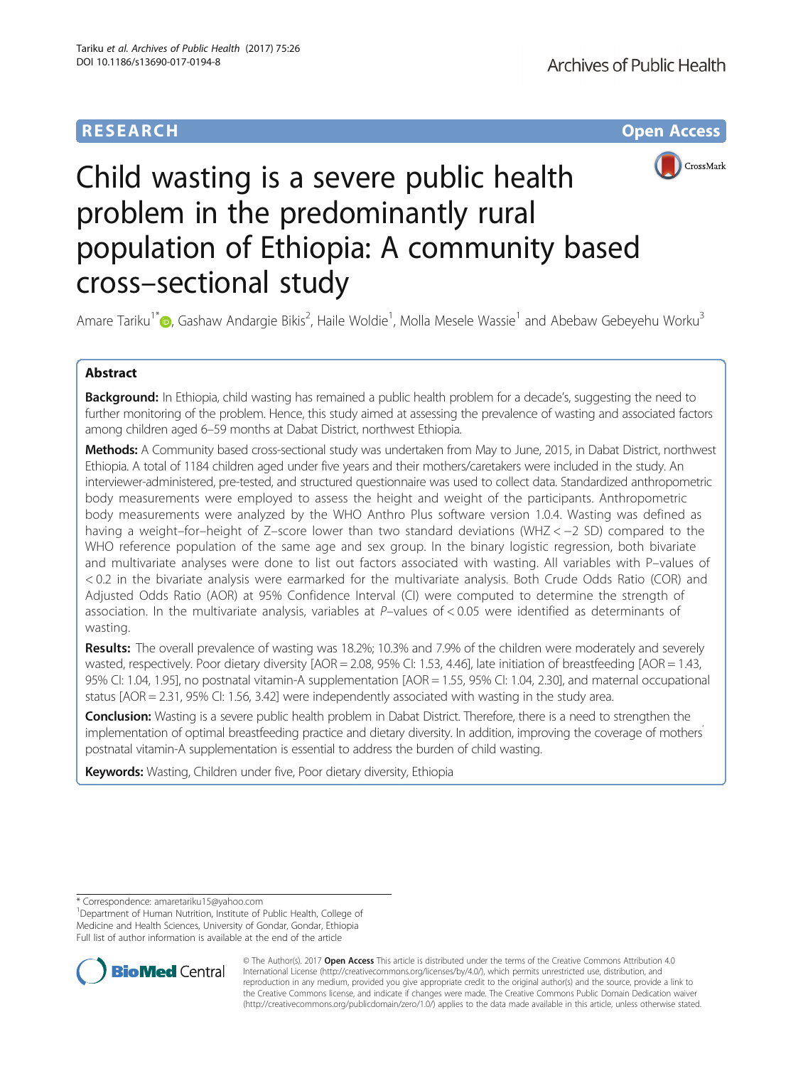RESEARCH Open Access

# Child wasting is a severe public health problem in the predominantly rural population of Ethiopia: A community based cross–sectional study

Amare Tariku[1*], Gashaw Andargie Bikis[2], Haile Woldie[1], Molla Mesele Wassie[1] and Abebaw Gebeyehu Worku[3]

## Abstract

**Background:** In Ethiopia, child wasting has remained a public health problem for a decade's, suggesting the need to further monitoring of the problem. Hence, this study aimed at assessing the prevalence of wasting and associated factors among children aged 6–59 months at Dabat District, northwest Ethiopia.

**Methods:** A Community based cross-sectional study was undertaken from May to June, 2015, in Dabat District, northwest Ethiopia. A total of 1184 children aged under five years and their mothers/caretakers were included in the study. An interviewer-administered, pre-tested, and structured questionnaire was used to collect data. Standardized anthropometric body measurements were employed to assess the height and weight of the participants. Anthropometric body measurements were analyzed by the WHO Anthro Plus software version 1.0.4. Wasting was defined as having a weight–for–height of Z–score lower than two standard deviations (WHZ < −2 SD) compared to the WHO reference population of the same age and sex group. In the binary logistic regression, both bivariate and multivariate analyses were done to list out factors associated with wasting. All variables with P–values of < 0.2 in the bivariate analysis were earmarked for the multivariate analysis. Both Crude Odds Ratio (COR) and Adjusted Odds Ratio (AOR) at 95% Confidence Interval (CI) were computed to determine the strength of association. In the multivariate analysis, variables at P–values of < 0.05 were identified as determinants of wasting.

**Results:** The overall prevalence of wasting was 18.2%; 10.3% and 7.9% of the children were moderately and severely wasted, respectively. Poor dietary diversity [AOR = 2.08, 95% CI: 1.53, 4.46], late initiation of breastfeeding [AOR = 1.43, 95% CI: 1.04, 1.95], no postnatal vitamin-A supplementation [AOR = 1.55, 95% CI: 1.04, 2.30], and maternal occupational status [AOR = 2.31, 95% CI: 1.56, 3.42] were independently associated with wasting in the study area.

**Conclusion:** Wasting is a severe public health problem in Dabat District. Therefore, there is a need to strengthen the implementation of optimal breastfeeding practice and dietary diversity. In addition, improving the coverage of mothers' postnatal vitamin-A supplementation is essential to address the burden of child wasting.

**Keywords:** Wasting, Children under five, Poor dietary diversity, Ethiopia

---

\* Correspondence: amaretariku15@yahoo.com
[1]Department of Human Nutrition, Institute of Public Health, College of Medicine and Health Sciences, University of Gondar, Gondar, Ethiopia
Full list of author information is available at the end of the article

© The Author(s). 2017 **Open Access** This article is distributed under the terms of the Creative Commons Attribution 4.0 International License (http://creativecommons.org/licenses/by/4.0/), which permits unrestricted use, distribution, and reproduction in any medium, provided you give appropriate credit to the original author(s) and the source, provide a link to the Creative Commons license, and indicate if changes were made. The Creative Commons Public Domain Dedication waiver (http://creativecommons.org/publicdomain/zero/1.0/) applies to the data made available in this article, unless otherwise stated.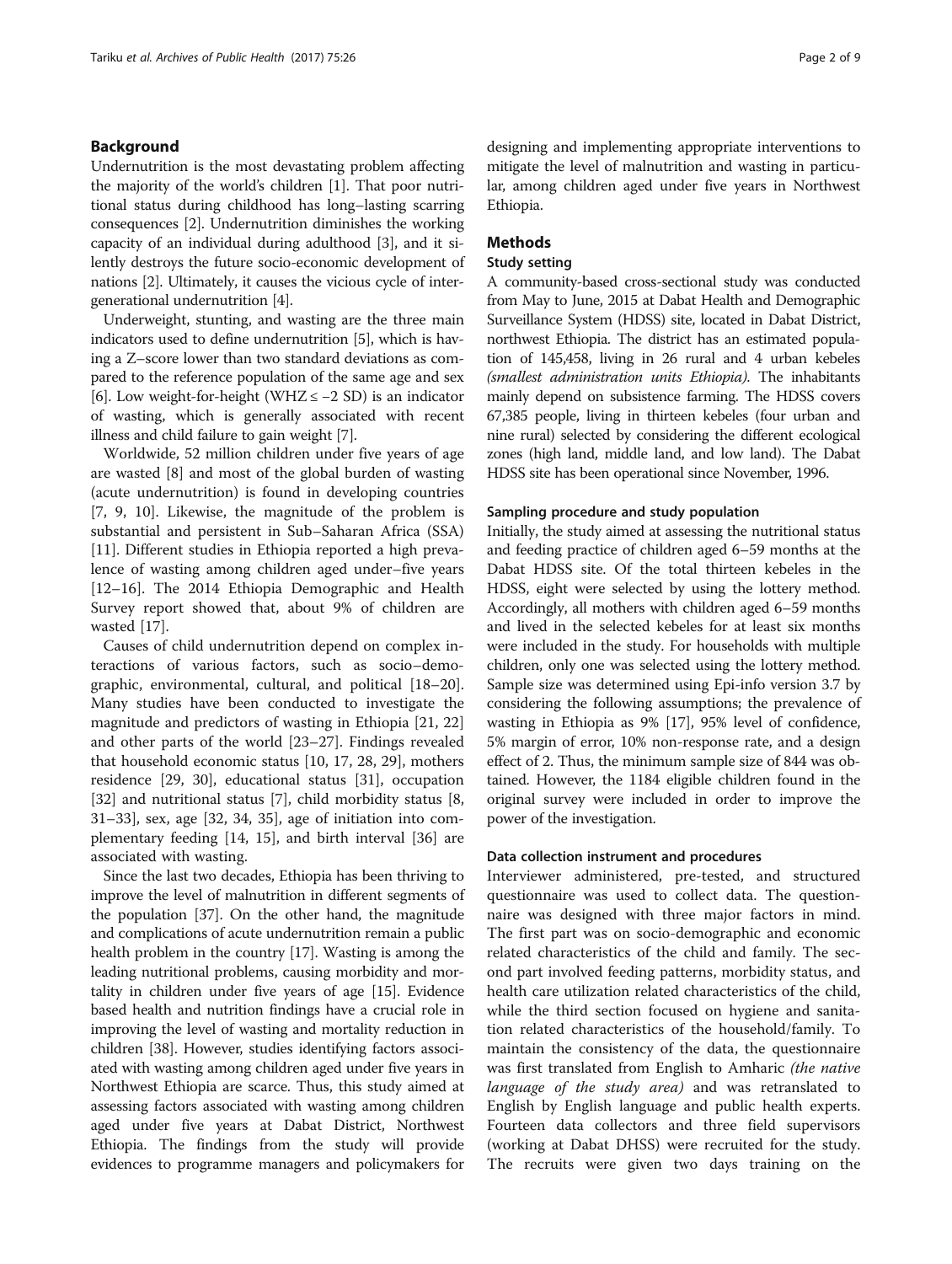## Background

Undernutrition is the most devastating problem affecting the majority of the world's children [1]. That poor nutritional status during childhood has long–lasting scarring consequences [2]. Undernutrition diminishes the working capacity of an individual during adulthood [3], and it silently destroys the future socio-economic development of nations [2]. Ultimately, it causes the vicious cycle of intergenerational undernutrition [4].

Underweight, stunting, and wasting are the three main indicators used to define undernutrition [5], which is having a Z–score lower than two standard deviations as compared to the reference population of the same age and sex [6]. Low weight-for-height (WHZ ≤ −2 SD) is an indicator of wasting, which is generally associated with recent illness and child failure to gain weight [7].

Worldwide, 52 million children under five years of age are wasted [8] and most of the global burden of wasting (acute undernutrition) is found in developing countries [7, 9, 10]. Likewise, the magnitude of the problem is substantial and persistent in Sub–Saharan Africa (SSA) [11]. Different studies in Ethiopia reported a high prevalence of wasting among children aged under–five years [12–16]. The 2014 Ethiopia Demographic and Health Survey report showed that, about 9% of children are wasted [17].

Causes of child undernutrition depend on complex interactions of various factors, such as socio–demographic, environmental, cultural, and political [18–20]. Many studies have been conducted to investigate the magnitude and predictors of wasting in Ethiopia [21, 22] and other parts of the world [23–27]. Findings revealed that household economic status [10, 17, 28, 29], mothers residence [29, 30], educational status [31], occupation [32] and nutritional status [7], child morbidity status [8, 31–33], sex, age [32, 34, 35], age of initiation into complementary feeding [14, 15], and birth interval [36] are associated with wasting.

Since the last two decades, Ethiopia has been thriving to improve the level of malnutrition in different segments of the population [37]. On the other hand, the magnitude and complications of acute undernutrition remain a public health problem in the country [17]. Wasting is among the leading nutritional problems, causing morbidity and mortality in children under five years of age [15]. Evidence based health and nutrition findings have a crucial role in improving the level of wasting and mortality reduction in children [38]. However, studies identifying factors associated with wasting among children aged under five years in Northwest Ethiopia are scarce. Thus, this study aimed at assessing factors associated with wasting among children aged under five years at Dabat District, Northwest Ethiopia. The findings from the study will provide evidences to programme managers and policymakers for designing and implementing appropriate interventions to mitigate the level of malnutrition and wasting in particular, among children aged under five years in Northwest Ethiopia.

## Methods

### Study setting

A community-based cross-sectional study was conducted from May to June, 2015 at Dabat Health and Demographic Surveillance System (HDSS) site, located in Dabat District, northwest Ethiopia. The district has an estimated population of 145,458, living in 26 rural and 4 urban kebeles *(smallest administration units Ethiopia)*. The inhabitants mainly depend on subsistence farming. The HDSS covers 67,385 people, living in thirteen kebeles (four urban and nine rural) selected by considering the different ecological zones (high land, middle land, and low land). The Dabat HDSS site has been operational since November, 1996.

### Sampling procedure and study population

Initially, the study aimed at assessing the nutritional status and feeding practice of children aged 6–59 months at the Dabat HDSS site. Of the total thirteen kebeles in the HDSS, eight were selected by using the lottery method. Accordingly, all mothers with children aged 6–59 months and lived in the selected kebeles for at least six months were included in the study. For households with multiple children, only one was selected using the lottery method. Sample size was determined using Epi-info version 3.7 by considering the following assumptions; the prevalence of wasting in Ethiopia as 9% [17], 95% level of confidence, 5% margin of error, 10% non-response rate, and a design effect of 2. Thus, the minimum sample size of 844 was obtained. However, the 1184 eligible children found in the original survey were included in order to improve the power of the investigation.

### Data collection instrument and procedures

Interviewer administered, pre-tested, and structured questionnaire was used to collect data. The questionnaire was designed with three major factors in mind. The first part was on socio-demographic and economic related characteristics of the child and family. The second part involved feeding patterns, morbidity status, and health care utilization related characteristics of the child, while the third section focused on hygiene and sanitation related characteristics of the household/family. To maintain the consistency of the data, the questionnaire was first translated from English to Amharic *(the native language of the study area)* and was retranslated to English by English language and public health experts. Fourteen data collectors and three field supervisors (working at Dabat DHSS) were recruited for the study. The recruits were given two days training on the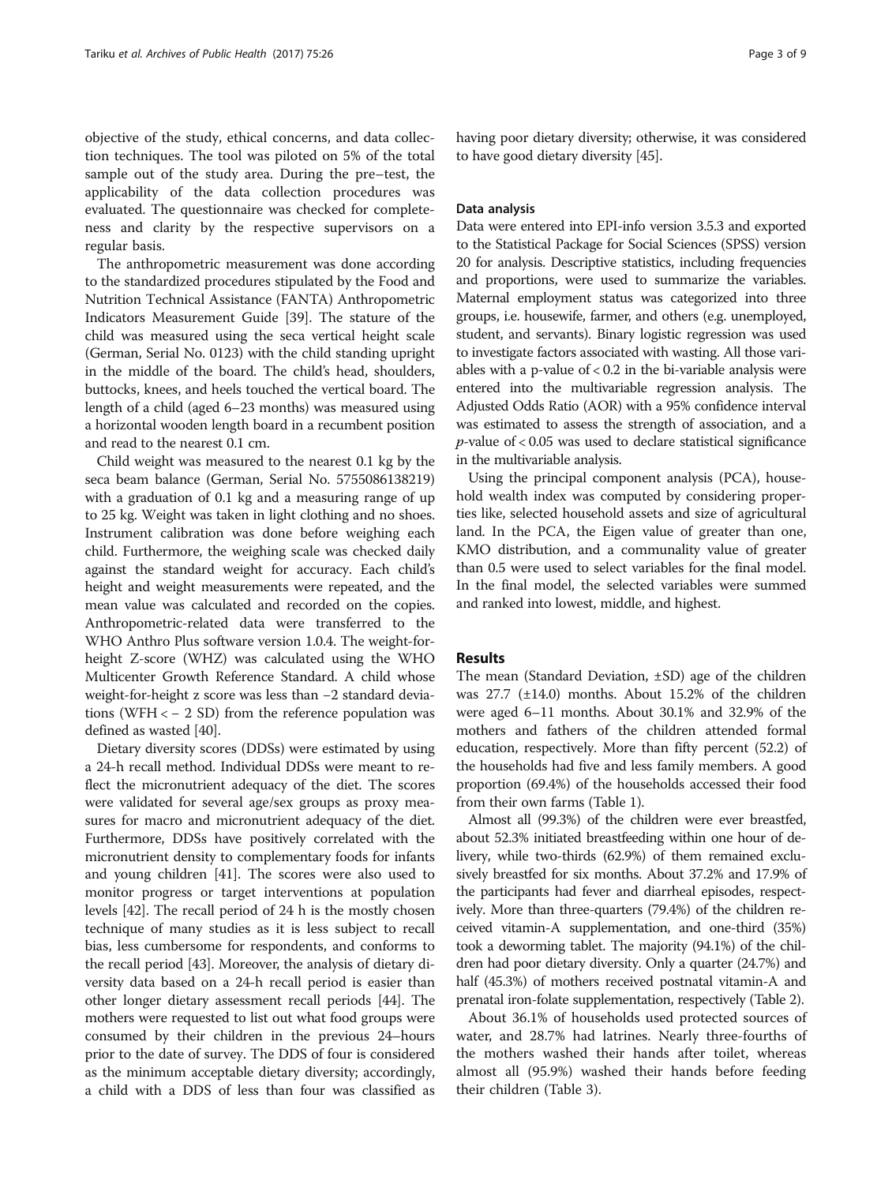objective of the study, ethical concerns, and data collection techniques. The tool was piloted on 5% of the total sample out of the study area. During the pre–test, the applicability of the data collection procedures was evaluated. The questionnaire was checked for completeness and clarity by the respective supervisors on a regular basis.

The anthropometric measurement was done according to the standardized procedures stipulated by the Food and Nutrition Technical Assistance (FANTA) Anthropometric Indicators Measurement Guide [39]. The stature of the child was measured using the seca vertical height scale (German, Serial No. 0123) with the child standing upright in the middle of the board. The child's head, shoulders, buttocks, knees, and heels touched the vertical board. The length of a child (aged 6–23 months) was measured using a horizontal wooden length board in a recumbent position and read to the nearest 0.1 cm.

Child weight was measured to the nearest 0.1 kg by the seca beam balance (German, Serial No. 5755086138219) with a graduation of 0.1 kg and a measuring range of up to 25 kg. Weight was taken in light clothing and no shoes. Instrument calibration was done before weighing each child. Furthermore, the weighing scale was checked daily against the standard weight for accuracy. Each child's height and weight measurements were repeated, and the mean value was calculated and recorded on the copies. Anthropometric-related data were transferred to the WHO Anthro Plus software version 1.0.4. The weight-for-height Z-score (WHZ) was calculated using the WHO Multicenter Growth Reference Standard. A child whose weight-for-height z score was less than −2 standard deviations (WFH < − 2 SD) from the reference population was defined as wasted [40].

Dietary diversity scores (DDSs) were estimated by using a 24-h recall method. Individual DDSs were meant to reflect the micronutrient adequacy of the diet. The scores were validated for several age/sex groups as proxy measures for macro and micronutrient adequacy of the diet. Furthermore, DDSs have positively correlated with the micronutrient density to complementary foods for infants and young children [41]. The scores were also used to monitor progress or target interventions at population levels [42]. The recall period of 24 h is the mostly chosen technique of many studies as it is less subject to recall bias, less cumbersome for respondents, and conforms to the recall period [43]. Moreover, the analysis of dietary diversity data based on a 24-h recall period is easier than other longer dietary assessment recall periods [44]. The mothers were requested to list out what food groups were consumed by their children in the previous 24–hours prior to the date of survey. The DDS of four is considered as the minimum acceptable dietary diversity; accordingly, a child with a DDS of less than four was classified as having poor dietary diversity; otherwise, it was considered to have good dietary diversity [45].

#### Data analysis

Data were entered into EPI-info version 3.5.3 and exported to the Statistical Package for Social Sciences (SPSS) version 20 for analysis. Descriptive statistics, including frequencies and proportions, were used to summarize the variables. Maternal employment status was categorized into three groups, i.e. housewife, farmer, and others (e.g. unemployed, student, and servants). Binary logistic regression was used to investigate factors associated with wasting. All those variables with a p-value of $< 0.2$ in the bi-variable analysis were entered into the multivariable regression analysis. The Adjusted Odds Ratio (AOR) with a 95% confidence interval was estimated to assess the strength of association, and a $p$-value of $< 0.05$ was used to declare statistical significance in the multivariable analysis.

Using the principal component analysis (PCA), household wealth index was computed by considering properties like, selected household assets and size of agricultural land. In the PCA, the Eigen value of greater than one, KMO distribution, and a communality value of greater than 0.5 were used to select variables for the final model. In the final model, the selected variables were summed and ranked into lowest, middle, and highest.

## Results

The mean (Standard Deviation, ±SD) age of the children was 27.7 (±14.0) months. About 15.2% of the children were aged 6–11 months. About 30.1% and 32.9% of the mothers and fathers of the children attended formal education, respectively. More than fifty percent (52.2) of the households had five and less family members. A good proportion (69.4%) of the households accessed their food from their own farms (Table 1).

Almost all (99.3%) of the children were ever breastfed, about 52.3% initiated breastfeeding within one hour of delivery, while two-thirds (62.9%) of them remained exclusively breastfed for six months. About 37.2% and 17.9% of the participants had fever and diarrheal episodes, respectively. More than three-quarters (79.4%) of the children received vitamin-A supplementation, and one-third (35%) took a deworming tablet. The majority (94.1%) of the children had poor dietary diversity. Only a quarter (24.7%) and half (45.3%) of mothers received postnatal vitamin-A and prenatal iron-folate supplementation, respectively (Table 2).

About 36.1% of households used protected sources of water, and 28.7% had latrines. Nearly three-fourths of the mothers washed their hands after toilet, whereas almost all (95.9%) washed their hands before feeding their children (Table 3).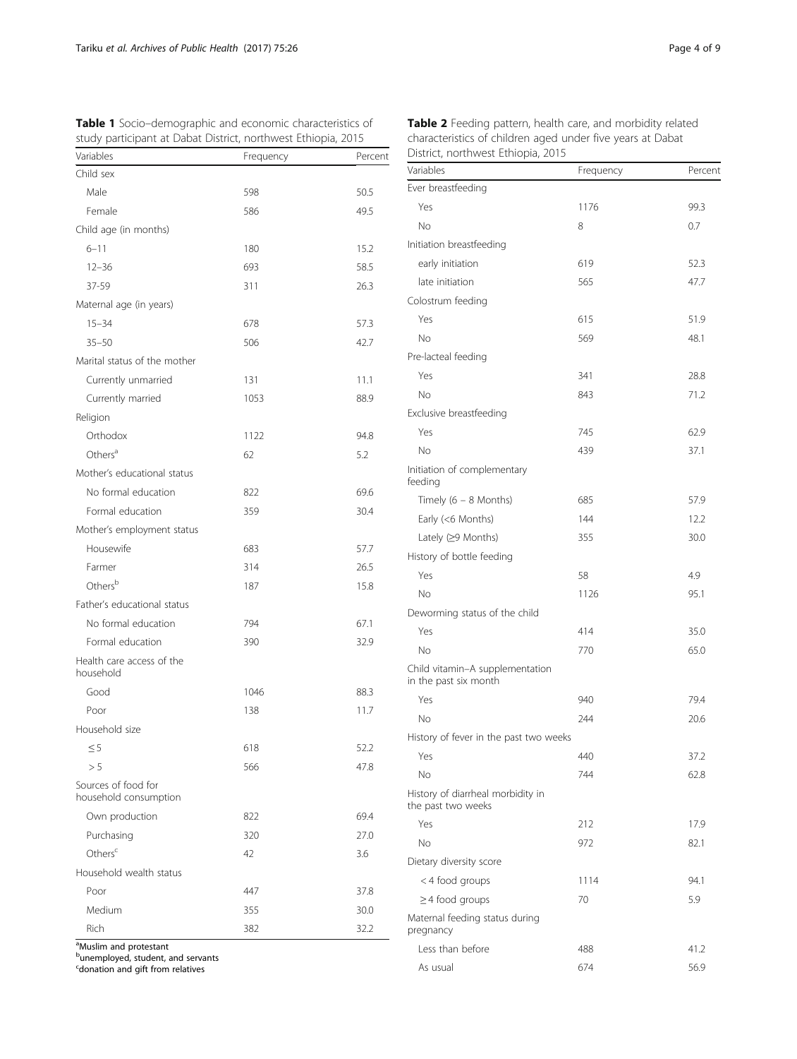**Table 1** Socio–demographic and economic characteristics of study participant at Dabat District, northwest Ethiopia, 2015

| Variables | Frequency | Percent |
|---|---|---|
| Child sex | | |
| Male | 598 | 50.5 |
| Female | 586 | 49.5 |
| Child age (in months) | | |
| 6–11 | 180 | 15.2 |
| 12–36 | 693 | 58.5 |
| 37-59 | 311 | 26.3 |
| Maternal age (in years) | | |
| 15–34 | 678 | 57.3 |
| 35–50 | 506 | 42.7 |
| Marital status of the mother | | |
| Currently unmarried | 131 | 11.1 |
| Currently married | 1053 | 88.9 |
| Religion | | |
| Orthodox | 1122 | 94.8 |
| Others[a] | 62 | 5.2 |
| Mother's educational status | | |
| No formal education | 822 | 69.6 |
| Formal education | 359 | 30.4 |
| Mother's employment status | | |
| Housewife | 683 | 57.7 |
| Farmer | 314 | 26.5 |
| Others[b] | 187 | 15.8 |
| Father's educational status | | |
| No formal education | 794 | 67.1 |
| Formal education | 390 | 32.9 |
| Health care access of the household | | |
| Good | 1046 | 88.3 |
| Poor | 138 | 11.7 |
| Household size | | |
| ≤ 5 | 618 | 52.2 |
| > 5 | 566 | 47.8 |
| Sources of food for household consumption | | |
| Own production | 822 | 69.4 |
| Purchasing | 320 | 27.0 |
| Others[c] | 42 | 3.6 |
| Household wealth status | | |
| Poor | 447 | 37.8 |
| Medium | 355 | 30.0 |
| Rich | 382 | 32.2 |

[a]Muslim and protestant
[b]unemployed, student, and servants
[c]donation and gift from relatives

**Table 2** Feeding pattern, health care, and morbidity related characteristics of children aged under five years at Dabat District, northwest Ethiopia, 2015

| Variables | Frequency | Percent |
|---|---|---|
| Ever breastfeeding | | |
| Yes | 1176 | 99.3 |
| No | 8 | 0.7 |
| Initiation breastfeeding | | |
| early initiation | 619 | 52.3 |
| late initiation | 565 | 47.7 |
| Colostrum feeding | | |
| Yes | 615 | 51.9 |
| No | 569 | 48.1 |
| Pre-lacteal feeding | | |
| Yes | 341 | 28.8 |
| No | 843 | 71.2 |
| Exclusive breastfeeding | | |
| Yes | 745 | 62.9 |
| No | 439 | 37.1 |
| Initiation of complementary feeding | | |
| Timely (6 – 8 Months) | 685 | 57.9 |
| Early (<6 Months) | 144 | 12.2 |
| Lately (≥9 Months) | 355 | 30.0 |
| History of bottle feeding | | |
| Yes | 58 | 4.9 |
| No | 1126 | 95.1 |
| Deworming status of the child | | |
| Yes | 414 | 35.0 |
| No | 770 | 65.0 |
| Child vitamin–A supplementation in the past six month | | |
| Yes | 940 | 79.4 |
| No | 244 | 20.6 |
| History of fever in the past two weeks | | |
| Yes | 440 | 37.2 |
| No | 744 | 62.8 |
| History of diarrheal morbidity in the past two weeks | | |
| Yes | 212 | 17.9 |
| No | 972 | 82.1 |
| Dietary diversity score | | |
| < 4 food groups | 1114 | 94.1 |
| ≥ 4 food groups | 70 | 5.9 |
| Maternal feeding status during pregnancy | | |
| Less than before | 488 | 41.2 |
| As usual | 674 | 56.9 |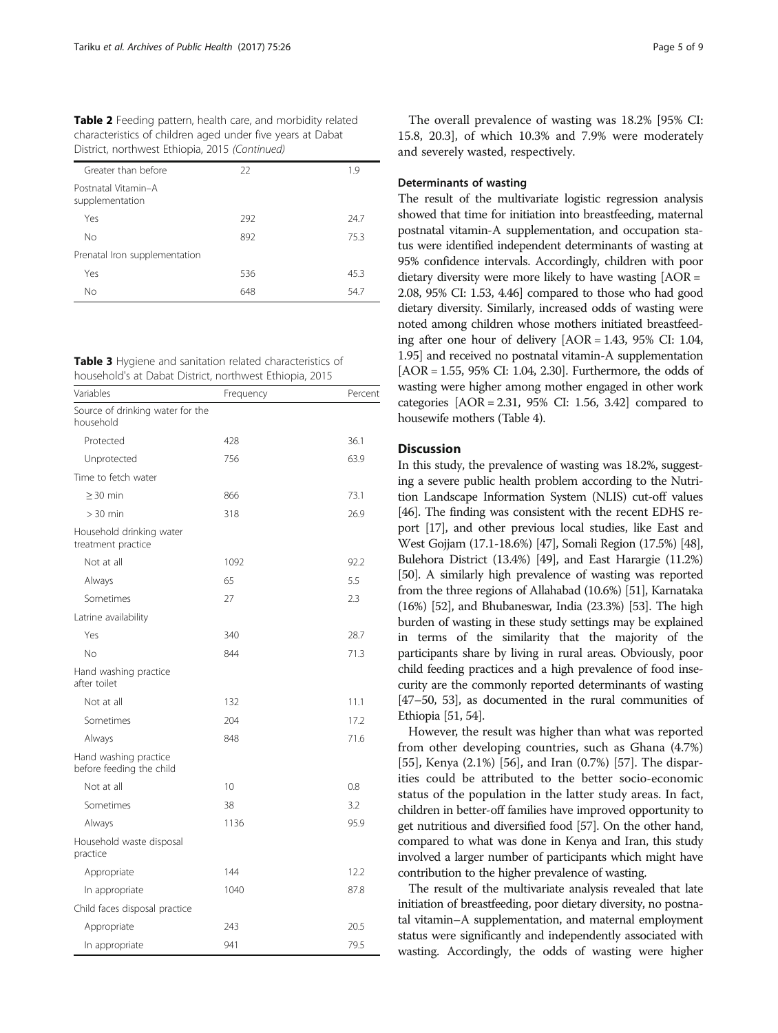**Table 2** Feeding pattern, health care, and morbidity related characteristics of children aged under five years at Dabat District, northwest Ethiopia, 2015 *(Continued)*

| | | |
|---|---|---|
| Greater than before | 22 | 1.9 |
| Postnatal Vitamin–A supplementation | | |
| Yes | 292 | 24.7 |
| No | 892 | 75.3 |
| Prenatal Iron supplementation | | |
| Yes | 536 | 45.3 |
| No | 648 | 54.7 |

**Table 3** Hygiene and sanitation related characteristics of household's at Dabat District, northwest Ethiopia, 2015

| Variables | Frequency | Percent |
|---|---|---|
| Source of drinking water for the household | | |
| Protected | 428 | 36.1 |
| Unprotected | 756 | 63.9 |
| Time to fetch water | | |
| ≥ 30 min | 866 | 73.1 |
| > 30 min | 318 | 26.9 |
| Household drinking water treatment practice | | |
| Not at all | 1092 | 92.2 |
| Always | 65 | 5.5 |
| Sometimes | 27 | 2.3 |
| Latrine availability | | |
| Yes | 340 | 28.7 |
| No | 844 | 71.3 |
| Hand washing practice after toilet | | |
| Not at all | 132 | 11.1 |
| Sometimes | 204 | 17.2 |
| Always | 848 | 71.6 |
| Hand washing practice before feeding the child | | |
| Not at all | 10 | 0.8 |
| Sometimes | 38 | 3.2 |
| Always | 1136 | 95.9 |
| Household waste disposal practice | | |
| Appropriate | 144 | 12.2 |
| In appropriate | 1040 | 87.8 |
| Child faces disposal practice | | |
| Appropriate | 243 | 20.5 |
| In appropriate | 941 | 79.5 |

The overall prevalence of wasting was 18.2% [95% CI: 15.8, 20.3], of which 10.3% and 7.9% were moderately and severely wasted, respectively.

### Determinants of wasting

The result of the multivariate logistic regression analysis showed that time for initiation into breastfeeding, maternal postnatal vitamin-A supplementation, and occupation status were identified independent determinants of wasting at 95% confidence intervals. Accordingly, children with poor dietary diversity were more likely to have wasting [AOR = 2.08, 95% CI: 1.53, 4.46] compared to those who had good dietary diversity. Similarly, increased odds of wasting were noted among children whose mothers initiated breastfeeding after one hour of delivery [AOR = 1.43, 95% CI: 1.04, 1.95] and received no postnatal vitamin-A supplementation [AOR = 1.55, 95% CI: 1.04, 2.30]. Furthermore, the odds of wasting were higher among mother engaged in other work categories [AOR = 2.31, 95% CI: 1.56, 3.42] compared to housewife mothers (Table 4).

## Discussion

In this study, the prevalence of wasting was 18.2%, suggesting a severe public health problem according to the Nutrition Landscape Information System (NLIS) cut-off values [46]. The finding was consistent with the recent EDHS report [17], and other previous local studies, like East and West Gojjam (17.1-18.6%) [47], Somali Region (17.5%) [48], Bulehora District (13.4%) [49], and East Harargie (11.2%) [50]. A similarly high prevalence of wasting was reported from the three regions of Allahabad (10.6%) [51], Karnataka (16%) [52], and Bhubaneswar, India (23.3%) [53]. The high burden of wasting in these study settings may be explained in terms of the similarity that the majority of the participants share by living in rural areas. Obviously, poor child feeding practices and a high prevalence of food insecurity are the commonly reported determinants of wasting [47–50, 53], as documented in the rural communities of Ethiopia [51, 54].

However, the result was higher than what was reported from other developing countries, such as Ghana (4.7%) [55], Kenya (2.1%) [56], and Iran (0.7%) [57]. The disparities could be attributed to the better socio-economic status of the population in the latter study areas. In fact, children in better-off families have improved opportunity to get nutritious and diversified food [57]. On the other hand, compared to what was done in Kenya and Iran, this study involved a larger number of participants which might have contribution to the higher prevalence of wasting.

The result of the multivariate analysis revealed that late initiation of breastfeeding, poor dietary diversity, no postnatal vitamin–A supplementation, and maternal employment status were significantly and independently associated with wasting. Accordingly, the odds of wasting were higher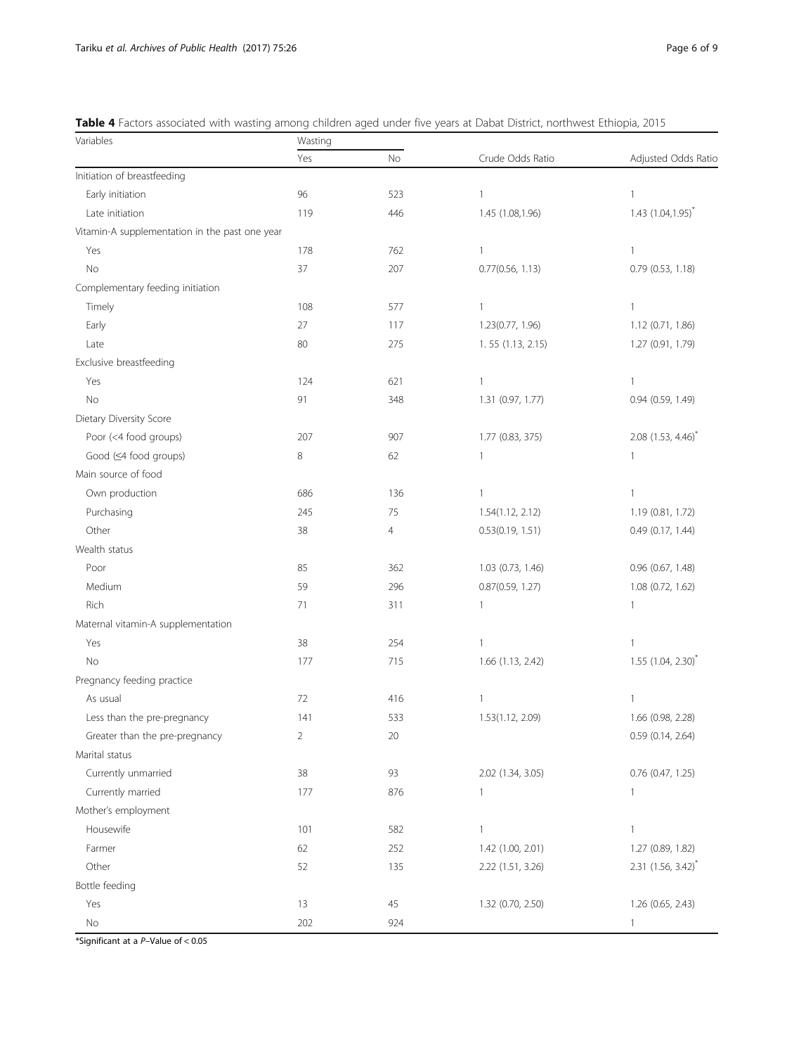**Table 4** Factors associated with wasting among children aged under five years at Dabat District, northwest Ethiopia, 2015

| Variables | Wasting | | Crude Odds Ratio | Adjusted Odds Ratio |
|---|---|---|---|---|
| | Yes | No | | |
| Initiation of breastfeeding | | | | |
| Early initiation | 96 | 523 | 1 | 1 |
| Late initiation | 119 | 446 | 1.45 (1.08,1.96) | 1.43 (1.04,1.95)* |
| Vitamin-A supplementation in the past one year | | | | |
| Yes | 178 | 762 | 1 | 1 |
| No | 37 | 207 | 0.77(0.56, 1.13) | 0.79 (0.53, 1.18) |
| Complementary feeding initiation | | | | |
| Timely | 108 | 577 | 1 | 1 |
| Early | 27 | 117 | 1.23(0.77, 1.96) | 1.12 (0.71, 1.86) |
| Late | 80 | 275 | 1. 55 (1.13, 2.15) | 1.27 (0.91, 1.79) |
| Exclusive breastfeeding | | | | |
| Yes | 124 | 621 | 1 | 1 |
| No | 91 | 348 | 1.31 (0.97, 1.77) | 0.94 (0.59, 1.49) |
| Dietary Diversity Score | | | | |
| Poor (<4 food groups) | 207 | 907 | 1.77 (0.83, 375) | 2.08 (1.53, 4.46)* |
| Good (≤4 food groups) | 8 | 62 | 1 | 1 |
| Main source of food | | | | |
| Own production | 686 | 136 | 1 | 1 |
| Purchasing | 245 | 75 | 1.54(1.12, 2.12) | 1.19 (0.81, 1.72) |
| Other | 38 | 4 | 0.53(0.19, 1.51) | 0.49 (0.17, 1.44) |
| Wealth status | | | | |
| Poor | 85 | 362 | 1.03 (0.73, 1.46) | 0.96 (0.67, 1.48) |
| Medium | 59 | 296 | 0.87(0.59, 1.27) | 1.08 (0.72, 1.62) |
| Rich | 71 | 311 | 1 | 1 |
| Maternal vitamin-A supplementation | | | | |
| Yes | 38 | 254 | 1 | 1 |
| No | 177 | 715 | 1.66 (1.13, 2.42) | 1.55 (1.04, 2.30)* |
| Pregnancy feeding practice | | | | |
| As usual | 72 | 416 | 1 | 1 |
| Less than the pre-pregnancy | 141 | 533 | 1.53(1.12, 2.09) | 1.66 (0.98, 2.28) |
| Greater than the pre-pregnancy | 2 | 20 | | 0.59 (0.14, 2.64) |
| Marital status | | | | |
| Currently unmarried | 38 | 93 | 2.02 (1.34, 3.05) | 0.76 (0.47, 1.25) |
| Currently married | 177 | 876 | 1 | 1 |
| Mother's employment | | | | |
| Housewife | 101 | 582 | 1 | 1 |
| Farmer | 62 | 252 | 1.42 (1.00, 2.01) | 1.27 (0.89, 1.82) |
| Other | 52 | 135 | 2.22 (1.51, 3.26) | 2.31 (1.56, 3.42)* |
| Bottle feeding | | | | |
| Yes | 13 | 45 | 1.32 (0.70, 2.50) | 1.26 (0.65, 2.43) |
| No | 202 | 924 | | 1 |

*Significant at a *P*–Value of < 0.05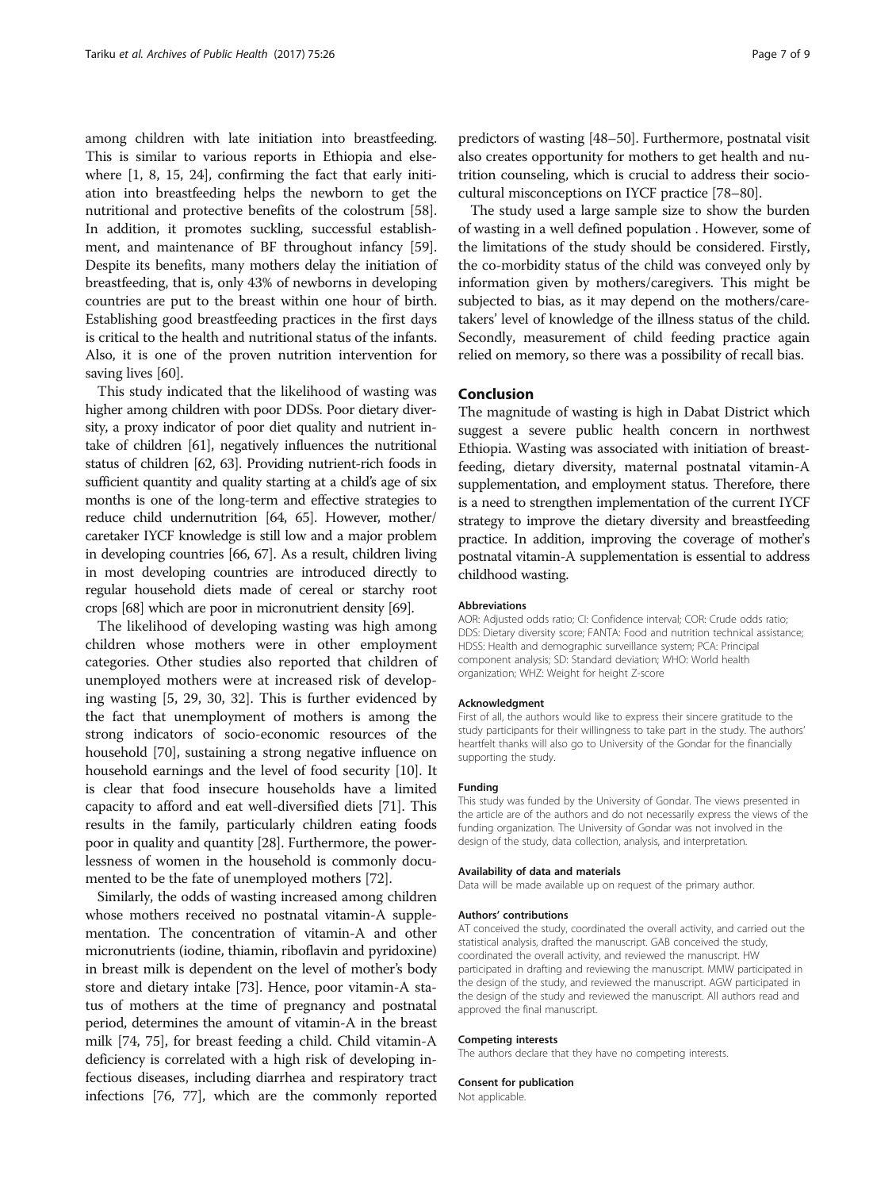among children with late initiation into breastfeeding. This is similar to various reports in Ethiopia and elsewhere [1, 8, 15, 24], confirming the fact that early initiation into breastfeeding helps the newborn to get the nutritional and protective benefits of the colostrum [58]. In addition, it promotes suckling, successful establishment, and maintenance of BF throughout infancy [59]. Despite its benefits, many mothers delay the initiation of breastfeeding, that is, only 43% of newborns in developing countries are put to the breast within one hour of birth. Establishing good breastfeeding practices in the first days is critical to the health and nutritional status of the infants. Also, it is one of the proven nutrition intervention for saving lives [60].

This study indicated that the likelihood of wasting was higher among children with poor DDSs. Poor dietary diversity, a proxy indicator of poor diet quality and nutrient intake of children [61], negatively influences the nutritional status of children [62, 63]. Providing nutrient-rich foods in sufficient quantity and quality starting at a child's age of six months is one of the long-term and effective strategies to reduce child undernutrition [64, 65]. However, mother/caretaker IYCF knowledge is still low and a major problem in developing countries [66, 67]. As a result, children living in most developing countries are introduced directly to regular household diets made of cereal or starchy root crops [68] which are poor in micronutrient density [69].

The likelihood of developing wasting was high among children whose mothers were in other employment categories. Other studies also reported that children of unemployed mothers were at increased risk of developing wasting [5, 29, 30, 32]. This is further evidenced by the fact that unemployment of mothers is among the strong indicators of socio-economic resources of the household [70], sustaining a strong negative influence on household earnings and the level of food security [10]. It is clear that food insecure households have a limited capacity to afford and eat well-diversified diets [71]. This results in the family, particularly children eating foods poor in quality and quantity [28]. Furthermore, the powerlessness of women in the household is commonly documented to be the fate of unemployed mothers [72].

Similarly, the odds of wasting increased among children whose mothers received no postnatal vitamin-A supplementation. The concentration of vitamin-A and other micronutrients (iodine, thiamin, riboflavin and pyridoxine) in breast milk is dependent on the level of mother's body store and dietary intake [73]. Hence, poor vitamin-A status of mothers at the time of pregnancy and postnatal period, determines the amount of vitamin-A in the breast milk [74, 75], for breast feeding a child. Child vitamin-A deficiency is correlated with a high risk of developing infectious diseases, including diarrhea and respiratory tract infections [76, 77], which are the commonly reported predictors of wasting [48–50]. Furthermore, postnatal visit also creates opportunity for mothers to get health and nutrition counseling, which is crucial to address their sociocultural misconceptions on IYCF practice [78–80].

The study used a large sample size to show the burden of wasting in a well defined population . However, some of the limitations of the study should be considered. Firstly, the co-morbidity status of the child was conveyed only by information given by mothers/caregivers. This might be subjected to bias, as it may depend on the mothers/caretakers' level of knowledge of the illness status of the child. Secondly, measurement of child feeding practice again relied on memory, so there was a possibility of recall bias.

## Conclusion

The magnitude of wasting is high in Dabat District which suggest a severe public health concern in northwest Ethiopia. Wasting was associated with initiation of breastfeeding, dietary diversity, maternal postnatal vitamin-A supplementation, and employment status. Therefore, there is a need to strengthen implementation of the current IYCF strategy to improve the dietary diversity and breastfeeding practice. In addition, improving the coverage of mother's postnatal vitamin-A supplementation is essential to address childhood wasting.

#### Abbreviations

AOR: Adjusted odds ratio; CI: Confidence interval; COR: Crude odds ratio; DDS: Dietary diversity score; FANTA: Food and nutrition technical assistance; HDSS: Health and demographic surveillance system; PCA: Principal component analysis; SD: Standard deviation; WHO: World health organization; WHZ: Weight for height Z-score

#### Acknowledgment

First of all, the authors would like to express their sincere gratitude to the study participants for their willingness to take part in the study. The authors' heartfelt thanks will also go to University of the Gondar for the financially supporting the study.

#### Funding

This study was funded by the University of Gondar. The views presented in the article are of the authors and do not necessarily express the views of the funding organization. The University of Gondar was not involved in the design of the study, data collection, analysis, and interpretation.

#### Availability of data and materials

Data will be made available up on request of the primary author.

#### Authors' contributions

AT conceived the study, coordinated the overall activity, and carried out the statistical analysis, drafted the manuscript. GAB conceived the study, coordinated the overall activity, and reviewed the manuscript. HW participated in drafting and reviewing the manuscript. MMW participated in the design of the study, and reviewed the manuscript. AGW participated in the design of the study and reviewed the manuscript. All authors read and approved the final manuscript.

#### Competing interests

The authors declare that they have no competing interests.

#### Consent for publication

Not applicable.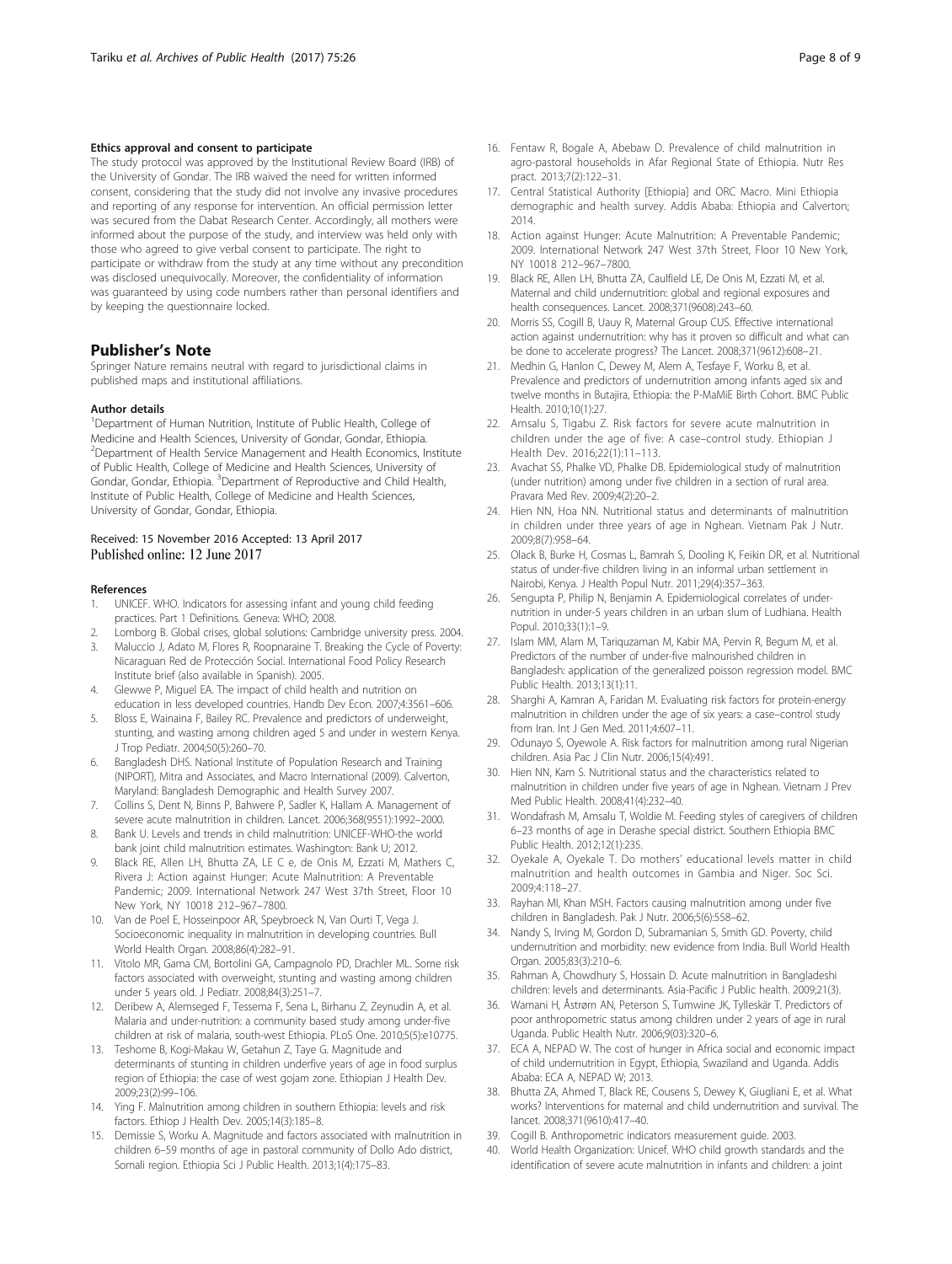#### Ethics approval and consent to participate

The study protocol was approved by the Institutional Review Board (IRB) of the University of Gondar. The IRB waived the need for written informed consent, considering that the study did not involve any invasive procedures and reporting of any response for intervention. An official permission letter was secured from the Dabat Research Center. Accordingly, all mothers were informed about the purpose of the study, and interview was held only with those who agreed to give verbal consent to participate. The right to participate or withdraw from the study at any time without any precondition was disclosed unequivocally. Moreover, the confidentiality of information was guaranteed by using code numbers rather than personal identifiers and by keeping the questionnaire locked.

## Publisher's Note

Springer Nature remains neutral with regard to jurisdictional claims in published maps and institutional affiliations.

#### Author details

[1]Department of Human Nutrition, Institute of Public Health, College of Medicine and Health Sciences, University of Gondar, Gondar, Ethiopia. [2]Department of Health Service Management and Health Economics, Institute of Public Health, College of Medicine and Health Sciences, University of Gondar, Gondar, Ethiopia. [3]Department of Reproductive and Child Health, Institute of Public Health, College of Medicine and Health Sciences, University of Gondar, Gondar, Ethiopia.

Received: 15 November 2016 Accepted: 13 April 2017
Published online: 12 June 2017

#### References

1. UNICEF. WHO. Indicators for assessing infant and young child feeding practices. Part 1 Definitions. Geneva: WHO; 2008.
2. Lomborg B. Global crises, global solutions: Cambridge university press. 2004.
3. Maluccio J, Adato M, Flores R, Roopnaraine T. Breaking the Cycle of Poverty: Nicaraguan Red de Protección Social. International Food Policy Research Institute brief (also available in Spanish). 2005.
4. Glewwe P, Miguel EA. The impact of child health and nutrition on education in less developed countries. Handb Dev Econ. 2007;4:3561–606.
5. Bloss E, Wainaina F, Bailey RC. Prevalence and predictors of underweight, stunting, and wasting among children aged 5 and under in western Kenya. J Trop Pediatr. 2004;50(5):260–70.
6. Bangladesh DHS. National Institute of Population Research and Training (NIPORT), Mitra and Associates, and Macro International (2009). Calverton, Maryland: Bangladesh Demographic and Health Survey 2007.
7. Collins S, Dent N, Binns P, Bahwere P, Sadler K, Hallam A. Management of severe acute malnutrition in children. Lancet. 2006;368(9551):1992–2000.
8. Bank U. Levels and trends in child malnutrition: UNICEF-WHO-the world bank joint child malnutrition estimates. Washington: Bank U; 2012.
9. Black RE, Allen LH, Bhutta ZA, LE C e, de Onis M, Ezzati M, Mathers C, Rivera J: Action against Hunger: Acute Malnutrition: A Preventable Pandemic; 2009. International Network 247 West 37th Street, Floor 10 New York, NY 10018 212–967–7800.
10. Van de Poel E, Hosseinpoor AR, Speybroeck N, Van Ourti T, Vega J. Socioeconomic inequality in malnutrition in developing countries. Bull World Health Organ. 2008;86(4):282–91.
11. Vitolo MR, Gama CM, Bortolini GA, Campagnolo PD, Drachler ML. Some risk factors associated with overweight, stunting and wasting among children under 5 years old. J Pediatr. 2008;84(3):251–7.
12. Deribew A, Alemseged F, Tessema F, Sena L, Birhanu Z, Zeynudin A, et al. Malaria and under-nutrition: a community based study among under-five children at risk of malaria, south-west Ethiopia. PLoS One. 2010;5(5):e10775.
13. Teshome B, Kogi-Makau W, Getahun Z, Taye G. Magnitude and determinants of stunting in children underfive years of age in food surplus region of Ethiopia: the case of west gojam zone. Ethiopian J Health Dev. 2009;23(2):99–106.
14. Ying F. Malnutrition among children in southern Ethiopia: levels and risk factors. Ethiop J Health Dev. 2005;14(3):185–8.
15. Demissie S, Worku A. Magnitude and factors associated with malnutrition in children 6–59 months of age in pastoral community of Dollo Ado district, Somali region. Ethiopia Sci J Public Health. 2013;1(4):175–83.
16. Fentaw R, Bogale A, Abebaw D. Prevalence of child malnutrition in agro-pastoral households in Afar Regional State of Ethiopia. Nutr Res pract. 2013;7(2):122–31.
17. Central Statistical Authority [Ethiopia] and ORC Macro. Mini Ethiopia demographic and health survey. Addis Ababa: Ethiopia and Calverton; 2014.
18. Action against Hunger: Acute Malnutrition: A Preventable Pandemic; 2009. International Network 247 West 37th Street, Floor 10 New York, NY 10018 212–967–7800.
19. Black RE, Allen LH, Bhutta ZA, Caulfield LE, De Onis M, Ezzati M, et al. Maternal and child undernutrition: global and regional exposures and health consequences. Lancet. 2008;371(9608):243–60.
20. Morris SS, Cogill B, Uauy R, Maternal Group CUS. Effective international action against undernutrition: why has it proven so difficult and what can be done to accelerate progress? The Lancet. 2008;371(9612):608–21.
21. Medhin G, Hanlon C, Dewey M, Alem A, Tesfaye F, Worku B, et al. Prevalence and predictors of undernutrition among infants aged six and twelve months in Butajira, Ethiopia: the P-MaMiE Birth Cohort. BMC Public Health. 2010;10(1):27.
22. Amsalu S, Tigabu Z. Risk factors for severe acute malnutrition in children under the age of five: A case–control study. Ethiopian J Health Dev. 2016;22(1):11–113.
23. Avachat SS, Phalke VD, Phalke DB. Epidemiological study of malnutrition (under nutrition) among under five children in a section of rural area. Pravara Med Rev. 2009;4(2):20–2.
24. Hien NN, Hoa NN. Nutritional status and determinants of malnutrition in children under three years of age in Nghean. Vietnam Pak J Nutr. 2009;8(7):958–64.
25. Olack B, Burke H, Cosmas L, Bamrah S, Dooling K, Feikin DR, et al. Nutritional status of under-five children living in an informal urban settlement in Nairobi, Kenya. J Health Popul Nutr. 2011;29(4):357–363.
26. Sengupta P, Philip N, Benjamin A. Epidemiological correlates of under-nutrition in under-5 years children in an urban slum of Ludhiana. Health Popul. 2010;33(1):1–9.
27. Islam MM, Alam M, Tariquzaman M, Kabir MA, Pervin R, Begum M, et al. Predictors of the number of under-five malnourished children in Bangladesh: application of the generalized poisson regression model. BMC Public Health. 2013;13(1):11.
28. Sharghi A, Kamran A, Faridan M. Evaluating risk factors for protein-energy malnutrition in children under the age of six years: a case–control study from Iran. Int J Gen Med. 2011;4:607–11.
29. Odunayo S, Oyewole A. Risk factors for malnutrition among rural Nigerian children. Asia Pac J Clin Nutr. 2006;15(4):491.
30. Hien NN, Kam S. Nutritional status and the characteristics related to malnutrition in children under five years of age in Nghean. Vietnam J Prev Med Public Health. 2008;41(4):232–40.
31. Wondafrash M, Amsalu T, Woldie M. Feeding styles of caregivers of children 6–23 months of age in Derashe special district. Southern Ethiopia BMC Public Health. 2012;12(1):235.
32. Oyekale A, Oyekale T. Do mothers' educational levels matter in child malnutrition and health outcomes in Gambia and Niger. Soc Sci. 2009;4:118–27.
33. Rayhan MI, Khan MSH. Factors causing malnutrition among under five children in Bangladesh. Pak J Nutr. 2006;5(6):558–62.
34. Nandy S, Irving M, Gordon D, Subramanian S, Smith GD. Poverty, child undernutrition and morbidity: new evidence from India. Bull World Health Organ. 2005;83(3):210–6.
35. Rahman A, Chowdhury S, Hossain D. Acute malnutrition in Bangladeshi children: levels and determinants. Asia-Pacific J Public health. 2009;21(3).
36. Wamani H, Åstrøm AN, Peterson S, Tumwine JK, Tylleskär T. Predictors of poor anthropometric status among children under 2 years of age in rural Uganda. Public Health Nutr. 2006;9(03):320–6.
37. ECA A, NEPAD W. The cost of hunger in Africa social and economic impact of child undernutrition in Egypt, Ethiopia, Swaziland and Uganda. Addis Ababa: ECA A, NEPAD W; 2013.
38. Bhutta ZA, Ahmed T, Black RE, Cousens S, Dewey K, Giugliani E, et al. What works? Interventions for maternal and child undernutrition and survival. The lancet. 2008;371(9610):417–40.
39. Cogill B. Anthropometric indicators measurement guide. 2003.
40. World Health Organization: Unicef. WHO child growth standards and the identification of severe acute malnutrition in infants and children: a joint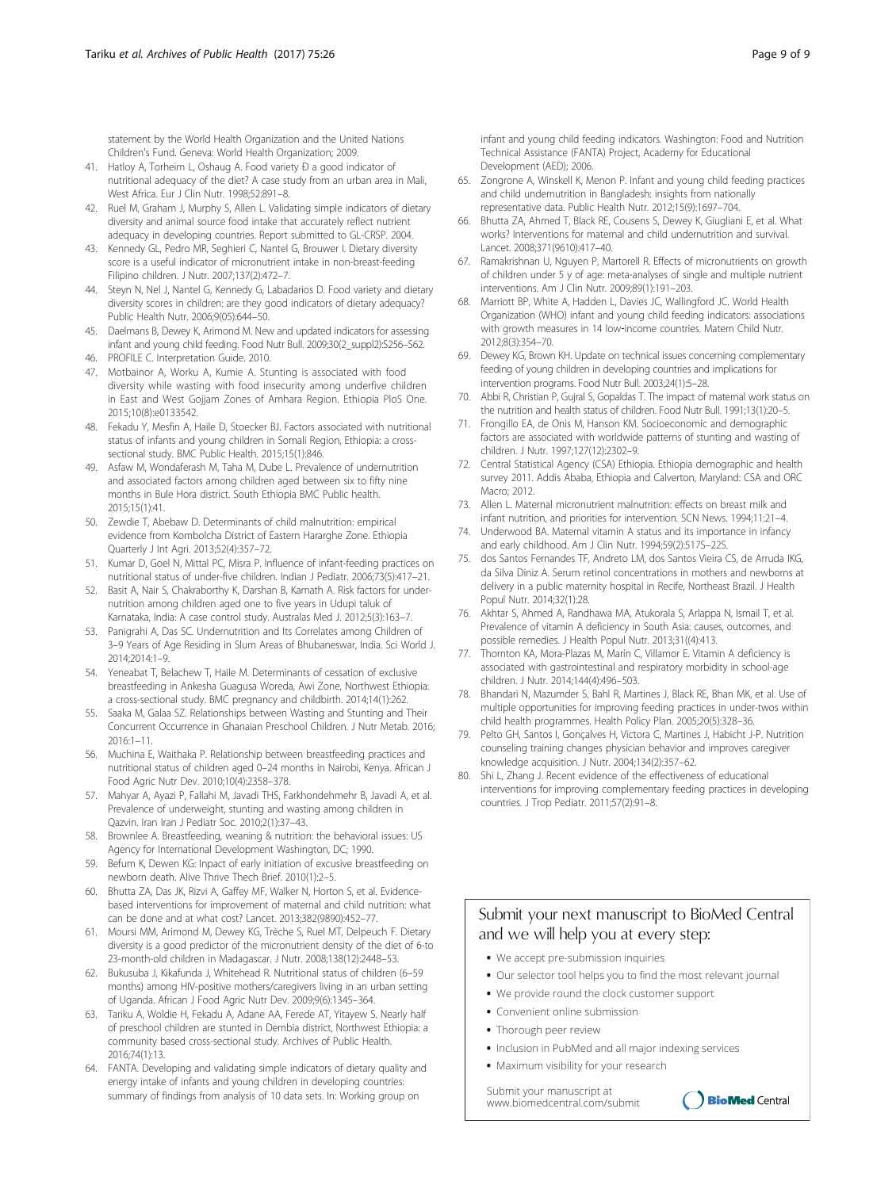statement by the World Health Organization and the United Nations Children's Fund. Geneva: World Health Organization; 2009.

41. Hatloy A, Torheim L, Oshaug A. Food variety Ð a good indicator of nutritional adequacy of the diet? A case study from an urban area in Mali, West Africa. Eur J Clin Nutr. 1998;52:891–8.
42. Ruel M, Graham J, Murphy S, Allen L. Validating simple indicators of dietary diversity and animal source food intake that accurately reflect nutrient adequacy in developing countries. Report submitted to GL-CRSP. 2004.
43. Kennedy GL, Pedro MR, Seghieri C, Nantel G, Brouwer I. Dietary diversity score is a useful indicator of micronutrient intake in non-breast-feeding Filipino children. J Nutr. 2007;137(2):472–7.
44. Steyn N, Nel J, Nantel G, Kennedy G, Labadarios D. Food variety and dietary diversity scores in children: are they good indicators of dietary adequacy? Public Health Nutr. 2006;9(05):644–50.
45. Daelmans B, Dewey K, Arimond M. New and updated indicators for assessing infant and young child feeding. Food Nutr Bull. 2009;30(2_suppl2):S256–S62.
46. PROFILE C. Interpretation Guide. 2010.
47. Motbainor A, Worku A, Kumie A. Stunting is associated with food diversity while wasting with food insecurity among underfive children in East and West Gojjam Zones of Amhara Region. Ethiopia PloS One. 2015;10(8):e0133542.
48. Fekadu Y, Mesfin A, Haile D, Stoecker BJ. Factors associated with nutritional status of infants and young children in Somali Region, Ethiopia: a cross-sectional study. BMC Public Health. 2015;15(1):846.
49. Asfaw M, Wondaferash M, Taha M, Dube L. Prevalence of undernutrition and associated factors among children aged between six to fifty nine months in Bule Hora district. South Ethiopia BMC Public health. 2015;15(1):41.
50. Zewdie T, Abebaw D. Determinants of child malnutrition: empirical evidence from Kombolcha District of Eastern Hararghe Zone. Ethiopia Quarterly J Int Agri. 2013;52(4):357–72.
51. Kumar D, Goel N, Mittal PC, Misra P. Influence of infant-feeding practices on nutritional status of under-five children. Indian J Pediatr. 2006;73(5):417–21.
52. Basit A, Nair S, Chakraborthy K, Darshan B, Kamath A. Risk factors for under-nutrition among children aged one to five years in Udupi taluk of Karnataka, India: A case control study. Australas Med J. 2012;5(3):163–7.
53. Panigrahi A, Das SC. Undernutrition and Its Correlates among Children of 3–9 Years of Age Residing in Slum Areas of Bhubaneswar, India. Sci World J. 2014;2014:1–9.
54. Yeneabat T, Belachew T, Haile M. Determinants of cessation of exclusive breastfeeding in Ankesha Guagusa Woreda, Awi Zone, Northwest Ethiopia: a cross-sectional study. BMC pregnancy and childbirth. 2014;14(1):262.
55. Saaka M, Galaa SZ. Relationships between Wasting and Stunting and Their Concurrent Occurrence in Ghanaian Preschool Children. J Nutr Metab. 2016; 2016:1–11.
56. Muchina E, Waithaka P. Relationship between breastfeeding practices and nutritional status of children aged 0–24 months in Nairobi, Kenya. African J Food Agric Nutr Dev. 2010;10(4):2358–378.
57. Mahyar A, Ayazi P, Fallahi M, Javadi THS, Farkhondehmehr B, Javadi A, et al. Prevalence of underweight, stunting and wasting among children in Qazvin. Iran Iran J Pediatr Soc. 2010;2(1):37–43.
58. Brownlee A. Breastfeeding, weaning & nutrition: the behavioral issues: US Agency for International Development Washington, DC; 1990.
59. Befum K, Dewen KG: Inpact of early initiation of excusive breastfeeding on newborn death. Alive Thrive Thech Brief. 2010(1):2–5.
60. Bhutta ZA, Das JK, Rizvi A, Gaffey MF, Walker N, Horton S, et al. Evidence-based interventions for improvement of maternal and child nutrition: what can be done and at what cost? Lancet. 2013;382(9890):452–77.
61. Moursi MM, Arimond M, Dewey KG, Trèche S, Ruel MT, Delpeuch F. Dietary diversity is a good predictor of the micronutrient density of the diet of 6-to 23-month-old children in Madagascar. J Nutr. 2008;138(12):2448–53.
62. Bukusuba J, Kikafunda J, Whitehead R. Nutritional status of children (6–59 months) among HIV-positive mothers/caregivers living in an urban setting of Uganda. African J Food Agric Nutr Dev. 2009;9(6):1345–364.
63. Tariku A, Woldie H, Fekadu A, Adane AA, Ferede AT, Yitayew S. Nearly half of preschool children are stunted in Dembia district, Northwest Ethiopia: a community based cross-sectional study. Archives of Public Health. 2016;74(1):13.
64. FANTA. Developing and validating simple indicators of dietary quality and energy intake of infants and young children in developing countries: summary of findings from analysis of 10 data sets. In: Working group on infant and young child feeding indicators. Washington: Food and Nutrition Technical Assistance (FANTA) Project, Academy for Educational Development (AED); 2006.
65. Zongrone A, Winskell K, Menon P. Infant and young child feeding practices and child undernutrition in Bangladesh: insights from nationally representative data. Public Health Nutr. 2012;15(9):1697–704.
66. Bhutta ZA, Ahmed T, Black RE, Cousens S, Dewey K, Giugliani E, et al. What works? Interventions for maternal and child undernutrition and survival. Lancet. 2008;371(9610):417–40.
67. Ramakrishnan U, Nguyen P, Martorell R. Effects of micronutrients on growth of children under 5 y of age: meta-analyses of single and multiple nutrient interventions. Am J Clin Nutr. 2009;89(1):191–203.
68. Marriott BP, White A, Hadden L, Davies JC, Wallingford JC. World Health Organization (WHO) infant and young child feeding indicators: associations with growth measures in 14 low-income countries. Matern Child Nutr. 2012;8(3):354–70.
69. Dewey KG, Brown KH. Update on technical issues concerning complementary feeding of young children in developing countries and implications for intervention programs. Food Nutr Bull. 2003;24(1):5–28.
70. Abbi R, Christian P, Gujral S, Gopaldas T. The impact of maternal work status on the nutrition and health status of children. Food Nutr Bull. 1991;13(1):20–5.
71. Frongillo EA, de Onis M, Hanson KM. Socioeconomic and demographic factors are associated with worldwide patterns of stunting and wasting of children. J Nutr. 1997;127(12):2302–9.
72. Central Statistical Agency (CSA) Ethiopia. Ethiopia demographic and health survey 2011. Addis Ababa, Ethiopia and Calverton, Maryland: CSA and ORC Macro; 2012.
73. Allen L. Maternal micronutrient malnutrition: effects on breast milk and infant nutrition, and priorities for intervention. SCN News. 1994;11:21–4.
74. Underwood BA. Maternal vitamin A status and its importance in infancy and early childhood. Am J Clin Nutr. 1994;59(2):517S–22S.
75. dos Santos Fernandes TF, Andreto LM, dos Santos Vieira CS, de Arruda IKG, da Silva Diniz A. Serum retinol concentrations in mothers and newborns at delivery in a public maternity hospital in Recife, Northeast Brazil. J Health Popul Nutr. 2014;32(1):28.
76. Akhtar S, Ahmed A, Randhawa MA, Atukorala S, Arlappa N, Ismail T, et al. Prevalence of vitamin A deficiency in South Asia: causes, outcomes, and possible remedies. J Health Popul Nutr. 2013;31((4):413.
77. Thornton KA, Mora-Plazas M, Marín C, Villamor E. Vitamin A deficiency is associated with gastrointestinal and respiratory morbidity in school-age children. J Nutr. 2014;144(4):496–503.
78. Bhandari N, Mazumder S, Bahl R, Martines J, Black RE, Bhan MK, et al. Use of multiple opportunities for improving feeding practices in under-twos within child health programmes. Health Policy Plan. 2005;20(5):328–36.
79. Pelto GH, Santos I, Gonçalves H, Victora C, Martines J, Habicht J-P. Nutrition counseling training changes physician behavior and improves caregiver knowledge acquisition. J Nutr. 2004;134(2):357–62.
80. Shi L, Zhang J. Recent evidence of the effectiveness of educational interventions for improving complementary feeding practices in developing countries. J Trop Pediatr. 2011;57(2):91–8.